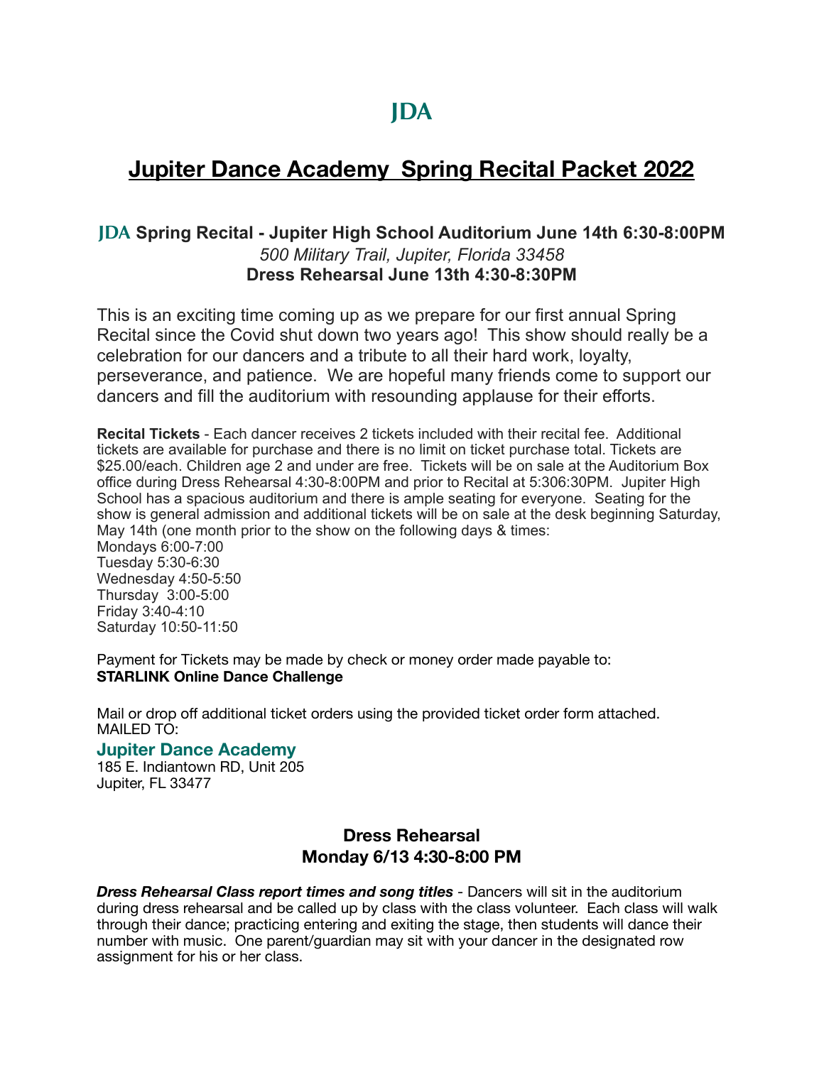JDA

# Jupiter Dance Academy Spring Recital Packet 2022

### JDA Spring Recital - Jupiter High School Auditorium June 14th 6:30-8:00PM

*500 Military Trail, Jupiter, Florida 33458*

**Dress Rehearsal June 13th 4:30-8:30PM**

This is an exciting time coming up as we prepare for our first annual Spring Recital since the Covid shut down two years ago! This show should really be a celebration for our dancers and a tribute to all their hard work, loyalty, perseverance, and patience. We are hopeful many friends come to support our dancers and fill the auditorium with resounding applause for their efforts.

**Recital Tickets** - Each dancer receives 2 tickets included with their recital fee. Additional tickets are available for purchase and there is no limit on ticket purchase total. Tickets are $25.00/each. Children age 2 and under are free. Tickets will be on sale at the Auditorium Box office during Dress Rehearsal 4:30-8:00PM and prior to Recital at 5:306:30PM. Jupiter High School has a spacious auditorium and there is ample seating for everyone. Seating for the show is general admission and additional tickets will be on sale at the desk beginning Saturday, May 14th (one month prior to the show on the following days & times:

Mondays 6:00-7:00
Tuesday 5:30-6:30
Wednesday 4:50-5:50
Thursday 3:00-5:00
Friday 3:40-4:10
Saturday 10:50-11:50

Payment for Tickets may be made by check or money order made payable to:
**STARLINK Online Dance Challenge**

Mail or drop off additional ticket orders using the provided ticket order form attached.
MAILED TO:

**Jupiter Dance Academy**
185 E. Indiantown RD, Unit 205
Jupiter, FL 33477

### Dress Rehearsal
### Monday 6/13 4:30-8:00 PM

***Dress Rehearsal Class report times and song titles*** - Dancers will sit in the auditorium during dress rehearsal and be called up by class with the class volunteer. Each class will walk through their dance; practicing entering and exiting the stage, then students will dance their number with music. One parent/guardian may sit with your dancer in the designated row assignment for his or her class.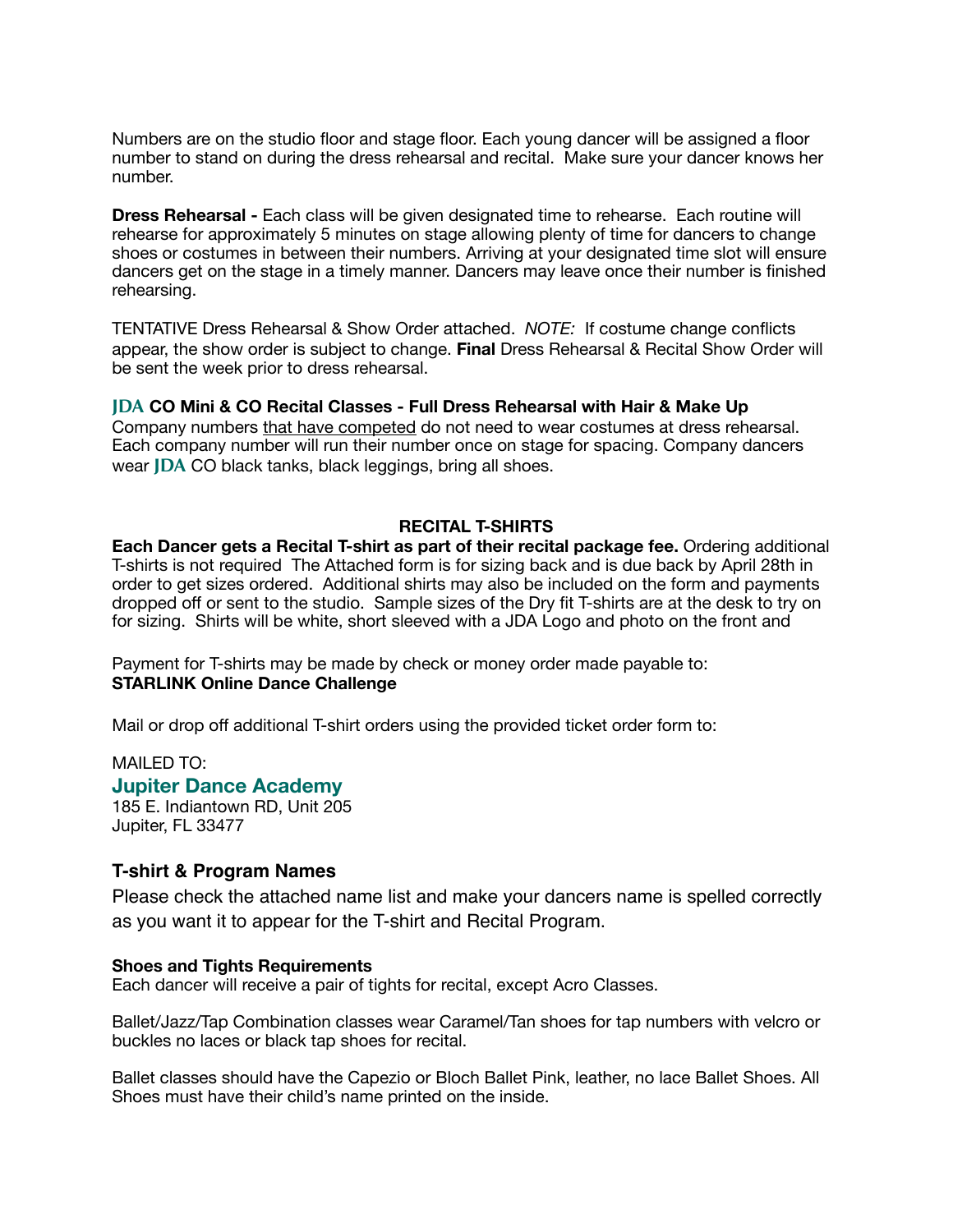Numbers are on the studio floor and stage floor. Each young dancer will be assigned a floor number to stand on during the dress rehearsal and recital.  Make sure your dancer knows her number.

**Dress Rehearsal -** Each class will be given designated time to rehearse.  Each routine will rehearse for approximately 5 minutes on stage allowing plenty of time for dancers to change shoes or costumes in between their numbers. Arriving at your designated time slot will ensure dancers get on the stage in a timely manner. Dancers may leave once their number is finished rehearsing.

TENTATIVE Dress Rehearsal & Show Order attached.  *NOTE:*  If costume change conflicts appear, the show order is subject to change. **Final** Dress Rehearsal & Recital Show Order will be sent the week prior to dress rehearsal.

**JDA CO Mini & CO Recital Classes - Full Dress Rehearsal with Hair & Make Up**
Company numbers <u>that have competed</u> do not need to wear costumes at dress rehearsal. Each company number will run their number once on stage for spacing. Company dancers wear JDA CO black tanks, black leggings, bring all shoes.

**RECITAL T-SHIRTS**

**Each Dancer gets a Recital T-shirt as part of their recital package fee.** Ordering additional T-shirts is not required  The Attached form is for sizing back and is due back by April 28th in order to get sizes ordered.  Additional shirts may also be included on the form and payments dropped off or sent to the studio.  Sample sizes of the Dry fit T-shirts are at the desk to try on for sizing.  Shirts will be white, short sleeved with a JDA Logo and photo on the front and

Payment for T-shirts may be made by check or money order made payable to:
**STARLINK Online Dance Challenge**

Mail or drop off additional T-shirt orders using the provided ticket order form to:

MAILED TO:
**Jupiter Dance Academy**
185 E. Indiantown RD, Unit 205
Jupiter, FL 33477

### T-shirt & Program Names

Please check the attached name list and make your dancers name is spelled correctly as you want it to appear for the T-shirt and Recital Program.

**Shoes and Tights Requirements**
Each dancer will receive a pair of tights for recital, except Acro Classes.

Ballet/Jazz/Tap Combination classes wear Caramel/Tan shoes for tap numbers with velcro or buckles no laces or black tap shoes for recital.

Ballet classes should have the Capezio or Bloch Ballet Pink, leather, no lace Ballet Shoes. All Shoes must have their child's name printed on the inside.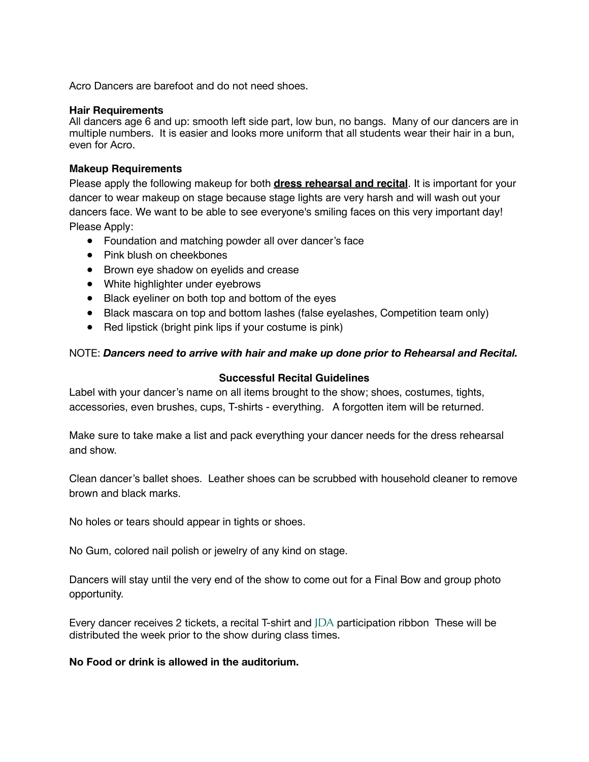Acro Dancers are barefoot and do not need shoes.

**Hair Requirements**
All dancers age 6 and up: smooth left side part, low bun, no bangs.  Many of our dancers are in multiple numbers.  It is easier and looks more uniform that all students wear their hair in a bun, even for Acro.

**Makeup Requirements**
Please apply the following makeup for both **dress rehearsal and recital**. It is important for your dancer to wear makeup on stage because stage lights are very harsh and will wash out your dancers face. We want to be able to see everyone's smiling faces on this very important day!
Please Apply:

- Foundation and matching powder all over dancer's face
- Pink blush on cheekbones
- Brown eye shadow on eyelids and crease
- White highlighter under eyebrows
- Black eyeliner on both top and bottom of the eyes
- Black mascara on top and bottom lashes (false eyelashes, Competition team only)
- Red lipstick (bright pink lips if your costume is pink)

NOTE: ***Dancers need to arrive with hair and make up done prior to Rehearsal and Recital.***

**Successful Recital Guidelines**

Label with your dancer's name on all items brought to the show; shoes, costumes, tights, accessories, even brushes, cups, T-shirts - everything.   A forgotten item will be returned.

Make sure to take make a list and pack everything your dancer needs for the dress rehearsal and show.

Clean dancer's ballet shoes.  Leather shoes can be scrubbed with household cleaner to remove brown and black marks.

No holes or tears should appear in tights or shoes.

No Gum, colored nail polish or jewelry of any kind on stage.

Dancers will stay until the very end of the show to come out for a Final Bow and group photo opportunity.

Every dancer receives 2 tickets, a recital T-shirt and JDA participation ribbon  These will be distributed the week prior to the show during class times.

**No Food or drink is allowed in the auditorium.**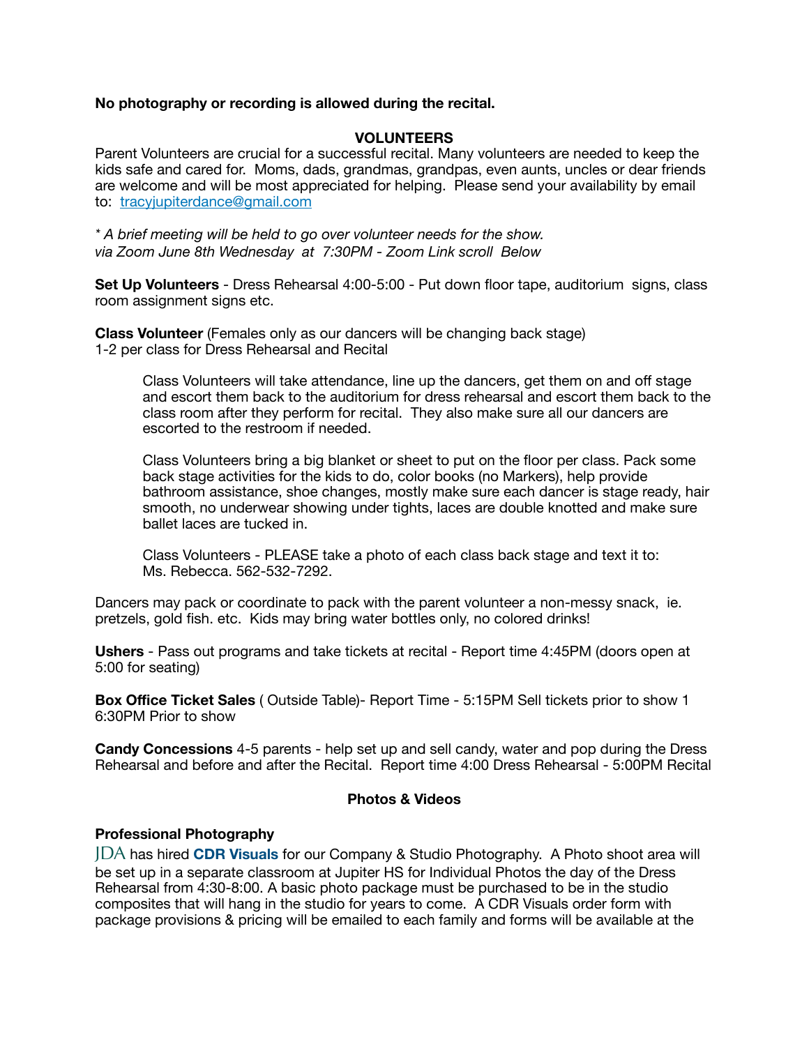**No photography or recording is allowed during the recital.**

## VOLUNTEERS

Parent Volunteers are crucial for a successful recital. Many volunteers are needed to keep the kids safe and cared for. Moms, dads, grandmas, grandpas, even aunts, uncles or dear friends are welcome and will be most appreciated for helping. Please send your availability by email to: tracyjupiterdance@gmail.com

*\* A brief meeting will be held to go over volunteer needs for the show. via Zoom June 8th Wednesday at 7:30PM - Zoom Link scroll Below*

**Set Up Volunteers** - Dress Rehearsal 4:00-5:00 - Put down floor tape, auditorium signs, class room assignment signs etc.

**Class Volunteer** (Females only as our dancers will be changing back stage)
1-2 per class for Dress Rehearsal and Recital

> Class Volunteers will take attendance, line up the dancers, get them on and off stage and escort them back to the auditorium for dress rehearsal and escort them back to the class room after they perform for recital. They also make sure all our dancers are escorted to the restroom if needed.
>
> Class Volunteers bring a big blanket or sheet to put on the floor per class. Pack some back stage activities for the kids to do, color books (no Markers), help provide bathroom assistance, shoe changes, mostly make sure each dancer is stage ready, hair smooth, no underwear showing under tights, laces are double knotted and make sure ballet laces are tucked in.
>
> Class Volunteers - PLEASE take a photo of each class back stage and text it to: Ms. Rebecca. 562-532-7292.

Dancers may pack or coordinate to pack with the parent volunteer a non-messy snack, ie. pretzels, gold fish. etc. Kids may bring water bottles only, no colored drinks!

**Ushers** - Pass out programs and take tickets at recital - Report time 4:45PM (doors open at 5:00 for seating)

**Box Office Ticket Sales** ( Outside Table)- Report Time - 5:15PM Sell tickets prior to show 1 6:30PM Prior to show

**Candy Concessions** 4-5 parents - help set up and sell candy, water and pop during the Dress Rehearsal and before and after the Recital. Report time 4:00 Dress Rehearsal - 5:00PM Recital

## Photos & Videos

### Professional Photography

JDA has hired **CDR Visuals** for our Company & Studio Photography. A Photo shoot area will be set up in a separate classroom at Jupiter HS for Individual Photos the day of the Dress Rehearsal from 4:30-8:00. A basic photo package must be purchased to be in the studio composites that will hang in the studio for years to come. A CDR Visuals order form with package provisions & pricing will be emailed to each family and forms will be available at the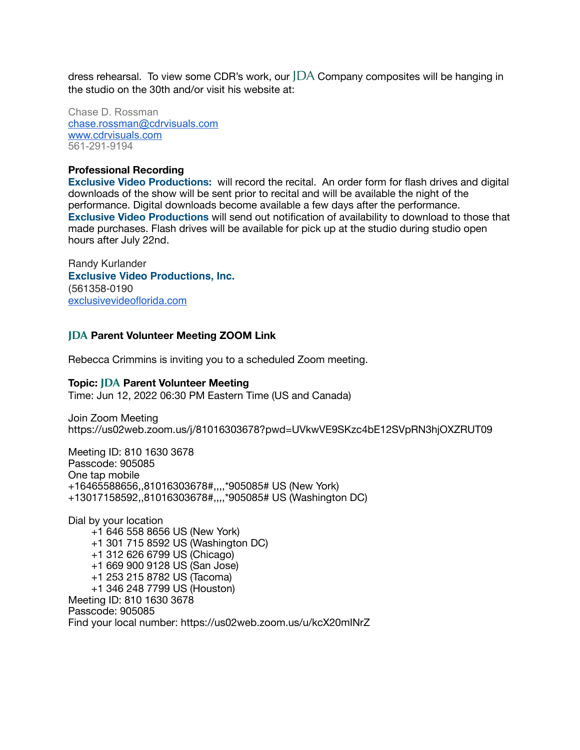dress rehearsal. To view some CDR's work, our JDA Company composites will be hanging in the studio on the 30th and/or visit his website at:

Chase D. Rossman  
chase.rossman@cdrvisuals.com  
www.cdrvisuals.com  
561-291-9194

**Professional Recording**  
**Exclusive Video Productions:** will record the recital. An order form for flash drives and digital downloads of the show will be sent prior to recital and will be available the night of the performance. Digital downloads become available a few days after the performance. **Exclusive Video Productions** will send out notification of availability to download to those that made purchases. Flash drives will be available for pick up at the studio during studio open hours after July 22nd.

Randy Kurlander  
**Exclusive Video Productions, Inc.**  
(561358-0190  
exclusivevideoflorida.com

**JDA Parent Volunteer Meeting ZOOM Link**

Rebecca Crimmins is inviting you to a scheduled Zoom meeting.

**Topic: JDA Parent Volunteer Meeting**  
Time: Jun 12, 2022 06:30 PM Eastern Time (US and Canada)

Join Zoom Meeting  
https://us02web.zoom.us/j/81016303678?pwd=UVkwVE9SKzc4bE12SVpRN3hjOXZRUT09

Meeting ID: 810 1630 3678  
Passcode: 905085  
One tap mobile  
+16465588656,,81016303678#,,,,*905085# US (New York)  
+13017158592,,81016303678#,,,,*905085# US (Washington DC)

Dial by your location  
+1 646 558 8656 US (New York)  
+1 301 715 8592 US (Washington DC)  
+1 312 626 6799 US (Chicago)  
+1 669 900 9128 US (San Jose)  
+1 253 215 8782 US (Tacoma)  
+1 346 248 7799 US (Houston)  
Meeting ID: 810 1630 3678  
Passcode: 905085  
Find your local number: https://us02web.zoom.us/u/kcX20mlNrZ